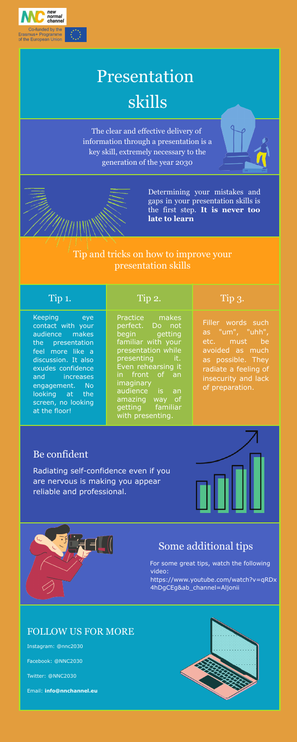new normal channel

Co-funded by the Erasmus+ Programme of the European Union

# Presentation skills

The clear and effective delivery of information through a presentation is a key skill, extremely necessary to the generation of the year 2030

Determining your mistakes and gaps in your presentation skills is the first step. **It is never too late to learn**

## Tip and tricks on how to improve your presentation skills

| Tip 1. | Tip 2. | Tip 3. |
|---|---|---|
| Keeping eye contact with your audience makes the presentation feel more like a discussion. It also exudes confidence and increases engagement. No looking at the screen, no looking at the floor! | Practice makes perfect. Do not begin getting familiar with your presentation while presenting it. Even rehearsing it in front of an imaginary audience is an amazing way of getting familiar with presenting. | Filler words such as "um", "uhh", etc. must be avoided as much as possible. They radiate a feeling of insecurity and lack of preparation. |

## Be confident

Radiating self-confidence even if you are nervous is making you appear reliable and professional.

## Some additional tips

For some great tips, watch the following video:
https://www.youtube.com/watch?v=qRDx4hDgCEg&ab_channel=Aljonii

## FOLLOW US FOR MORE

Instagram: @nnc2030

Facebook: @NNC2030

Twitter: @NNC2030

Email: **info@nnchannel.eu**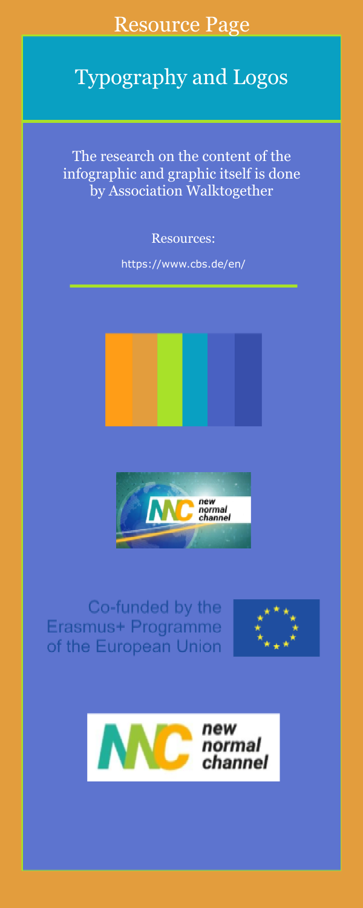# Resource Page

## Typography and Logos

The research on the content of the infographic and graphic itself is done by Association Walktogether

Resources:

https://www.cbs.de/en/

new normal channel

Co-funded by the Erasmus+ Programme of the European Union

new normal channel